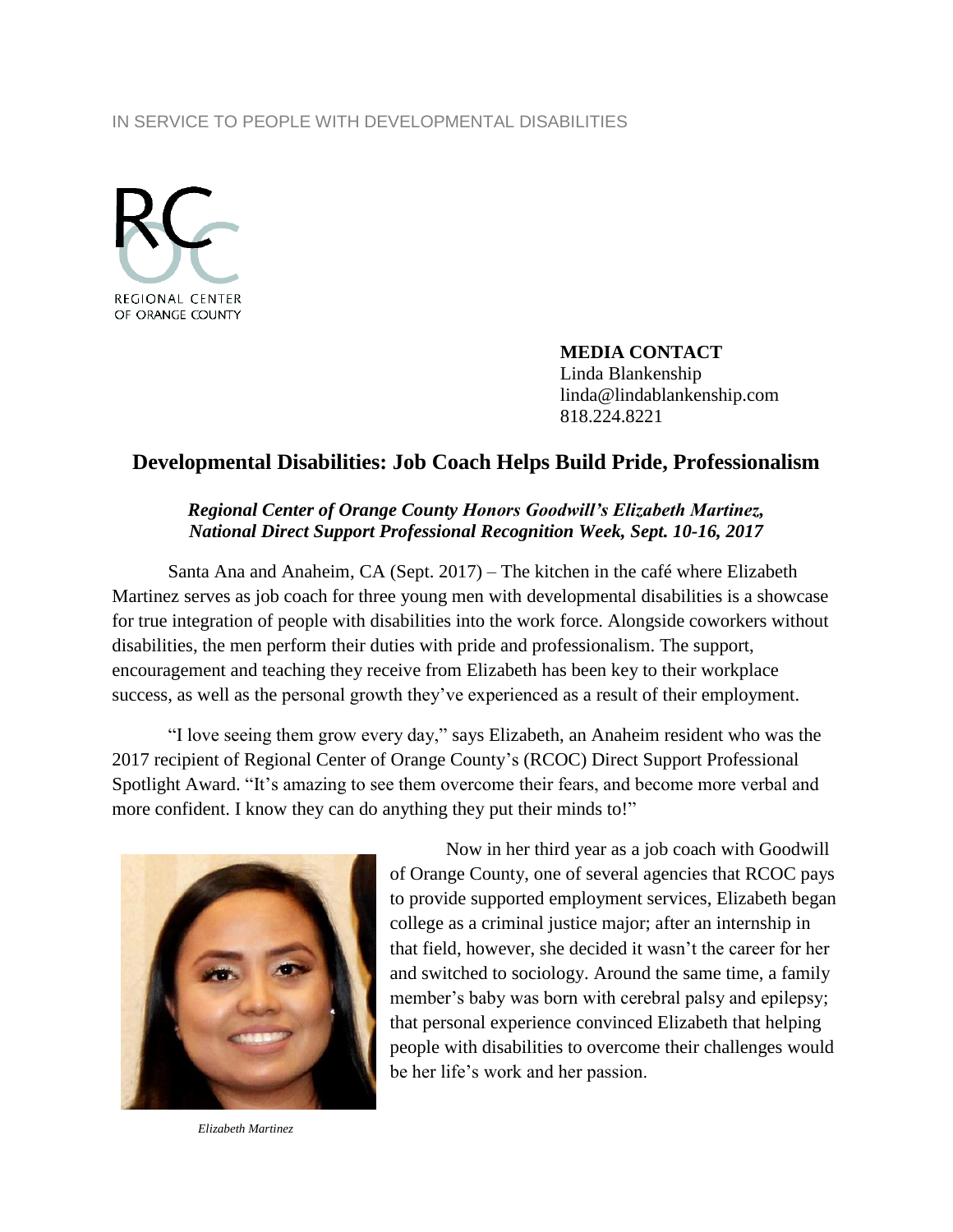IN SERVICE TO PEOPLE WITH DEVELOPMENTAL DISABILITIES

REGIONAL CENTER OF ORANGE COUNTY

**MEDIA CONTACT**
Linda Blankenship
linda@lindablankenship.com
818.224.8221

# Developmental Disabilities: Job Coach Helps Build Pride, Professionalism

***Regional Center of Orange County Honors Goodwill's Elizabeth Martinez, National Direct Support Professional Recognition Week, Sept. 10-16, 2017***

Santa Ana and Anaheim, CA (Sept. 2017) – The kitchen in the café where Elizabeth Martinez serves as job coach for three young men with developmental disabilities is a showcase for true integration of people with disabilities into the work force. Alongside coworkers without disabilities, the men perform their duties with pride and professionalism. The support, encouragement and teaching they receive from Elizabeth has been key to their workplace success, as well as the personal growth they've experienced as a result of their employment.

"I love seeing them grow every day," says Elizabeth, an Anaheim resident who was the 2017 recipient of Regional Center of Orange County's (RCOC) Direct Support Professional Spotlight Award. "It's amazing to see them overcome their fears, and become more verbal and more confident. I know they can do anything they put their minds to!"

Now in her third year as a job coach with Goodwill of Orange County, one of several agencies that RCOC pays to provide supported employment services, Elizabeth began college as a criminal justice major; after an internship in that field, however, she decided it wasn't the career for her and switched to sociology. Around the same time, a family member's baby was born with cerebral palsy and epilepsy; that personal experience convinced Elizabeth that helping people with disabilities to overcome their challenges would be her life's work and her passion.

*Elizabeth Martinez*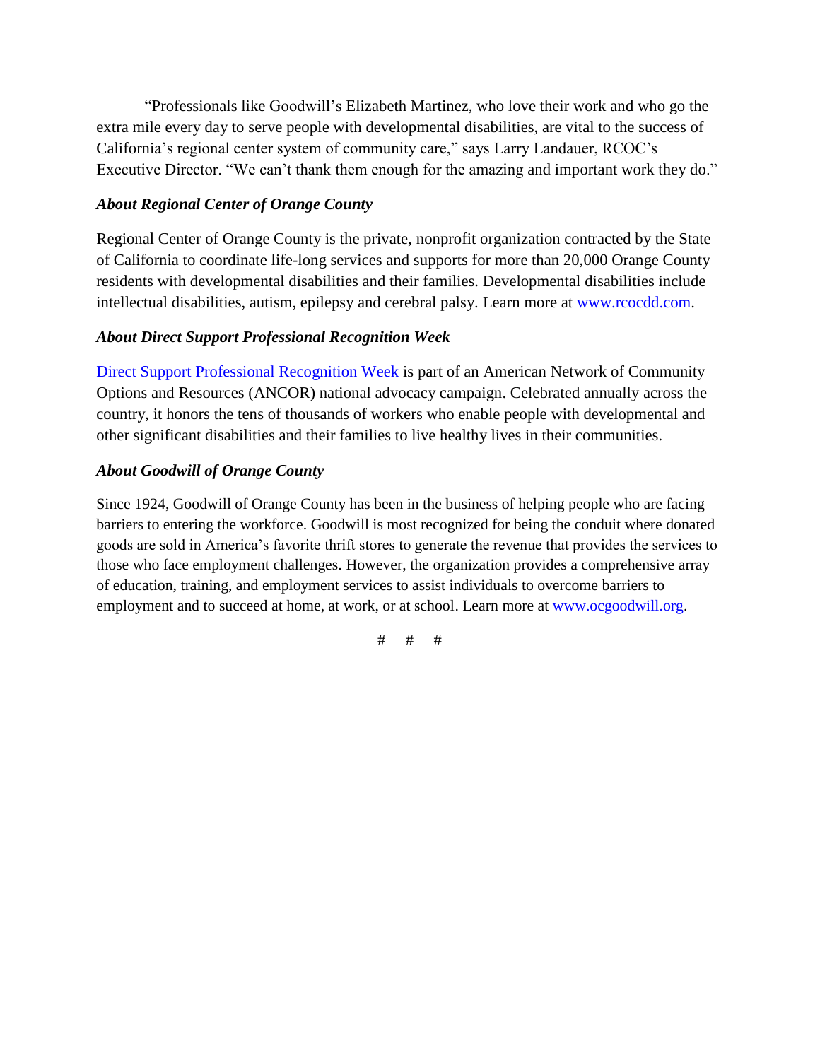"Professionals like Goodwill's Elizabeth Martinez, who love their work and who go the extra mile every day to serve people with developmental disabilities, are vital to the success of California's regional center system of community care," says Larry Landauer, RCOC's Executive Director. "We can't thank them enough for the amazing and important work they do."

***About Regional Center of Orange County***

Regional Center of Orange County is the private, nonprofit organization contracted by the State of California to coordinate life-long services and supports for more than 20,000 Orange County residents with developmental disabilities and their families. Developmental disabilities include intellectual disabilities, autism, epilepsy and cerebral palsy. Learn more at [www.rcocdd.com](http://www.rcocdd.com).

***About Direct Support Professional Recognition Week***

[Direct Support Professional Recognition Week]() is part of an American Network of Community Options and Resources (ANCOR) national advocacy campaign. Celebrated annually across the country, it honors the tens of thousands of workers who enable people with developmental and other significant disabilities and their families to live healthy lives in their communities.

***About Goodwill of Orange County***

Since 1924, Goodwill of Orange County has been in the business of helping people who are facing barriers to entering the workforce. Goodwill is most recognized for being the conduit where donated goods are sold in America's favorite thrift stores to generate the revenue that provides the services to those who face employment challenges. However, the organization provides a comprehensive array of education, training, and employment services to assist individuals to overcome barriers to employment and to succeed at home, at work, or at school. Learn more at [www.ocgoodwill.org](http://www.ocgoodwill.org).

# # #